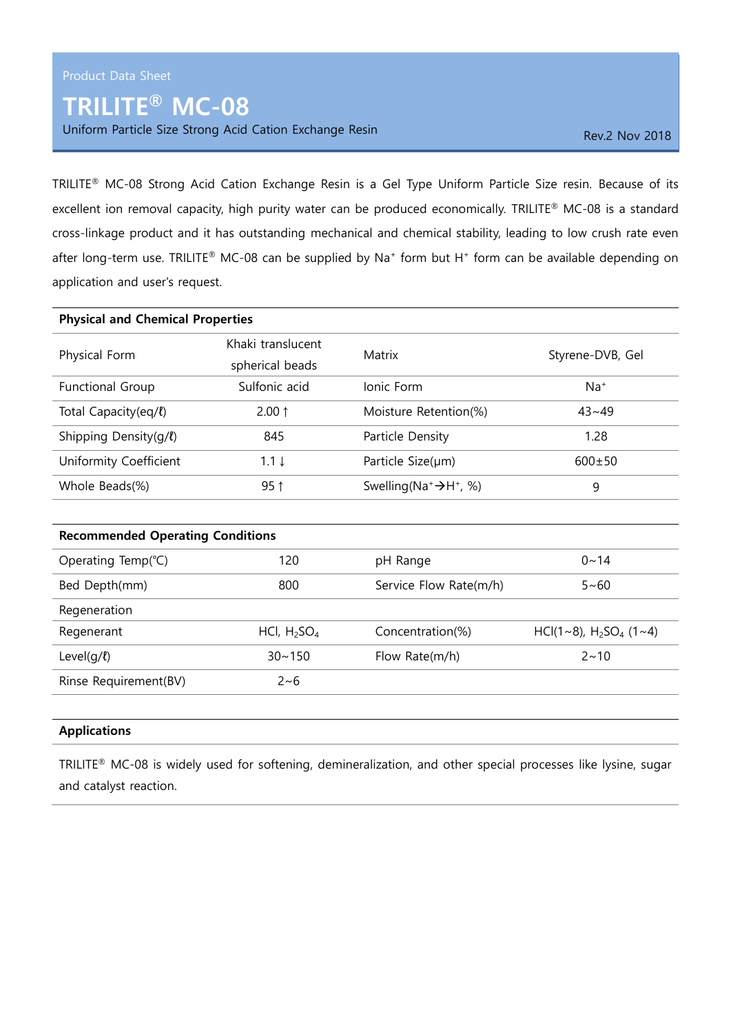Product Data Sheet

# TRILITE® MC-08

Uniform Particle Size Strong Acid Cation Exchange Resin

Rev.2 Nov 2018

TRILITE® MC-08 Strong Acid Cation Exchange Resin is a Gel Type Uniform Particle Size resin. Because of its excellent ion removal capacity, high purity water can be produced economically. TRILITE® MC-08 is a standard cross-linkage product and it has outstanding mechanical and chemical stability, leading to low crush rate even after long-term use. TRILITE® MC-08 can be supplied by $Na^+$ form but $H^+$ form can be available depending on application and user's request.

| **Physical and Chemical Properties** | | | |
|---|---|---|---|
| Physical Form | Khaki translucent spherical beads | Matrix | Styrene-DVB, Gel |
| Functional Group | Sulfonic acid | Ionic Form | $Na^+$ |
| Total Capacity(eq/ℓ) | 2.00↑ | Moisture Retention(%) | 43~49 |
| Shipping Density(g/ℓ) | 845 | Particle Density | 1.28 |
| Uniformity Coefficient | 1.1↓ | Particle Size(μm) | 600±50 |
| Whole Beads(%) | 95↑ | Swelling($Na^+ \rightarrow H^+$, %) | 9 |

| **Recommended Operating Conditions** | | | |
|---|---|---|---|
| Operating Temp(℃) | 120 | pH Range | 0~14 |
| Bed Depth(mm) | 800 | Service Flow Rate(m/h) | 5~60 |
| Regeneration | | | |
| Regenerant | HCl, $H_2SO_4$ | Concentration(%) | HCl(1~8), $H_2SO_4$ (1~4) |
| Level(g/ℓ) | 30~150 | Flow Rate(m/h) | 2~10 |
| Rinse Requirement(BV) | 2~6 | | |

## Applications

TRILITE® MC-08 is widely used for softening, demineralization, and other special processes like lysine, sugar and catalyst reaction.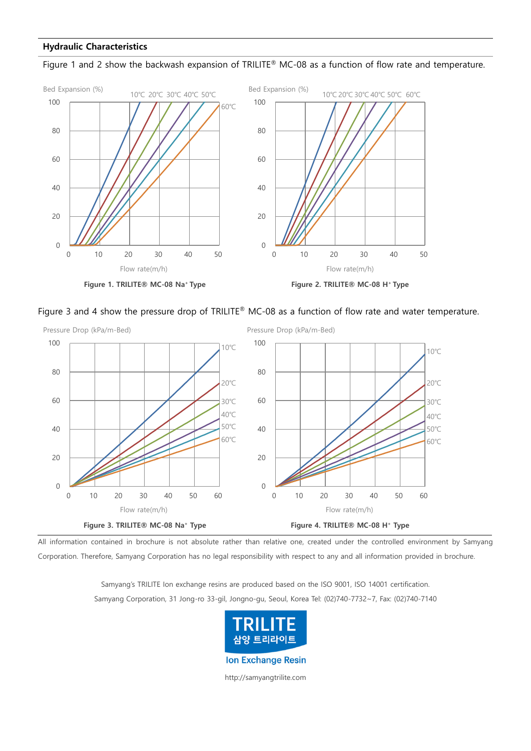## Hydraulic Characteristics

Figure 1 and 2 show the backwash expansion of TRILITE® MC-08 as a function of flow rate and temperature.

Bed Expansion (%)

10℃ 20℃ 30℃ 40℃ 50℃ 60℃

100
80
60
40
20
0

0 10 20 30 40 50

Flow rate(m/h)

**Figure 1. TRILITE® MC-08 Na⁺ Type**

Bed Expansion (%)

10℃ 20℃ 30℃ 40℃ 50℃ 60℃

100
80
60
40
20
0

0 10 20 30 40 50

Flow rate(m/h)

**Figure 2. TRILITE® MC-08 H⁺ Type**

Figure 3 and 4 show the pressure drop of TRILITE® MC-08 as a function of flow rate and water temperature.

Pressure Drop (kPa/m-Bed)

10℃ 20℃ 30℃ 40℃ 50℃ 60℃

100
80
60
40
20
0

0 10 20 30 40 50 60

Flow rate(m/h)

**Figure 3. TRILITE® MC-08 Na⁺ Type**

Pressure Drop (kPa/m-Bed)

10℃ 20℃ 30℃ 40℃ 50℃ 60℃

100
80
60
40
20
0

0 10 20 30 40 50 60

Flow rate(m/h)

**Figure 4. TRILITE® MC-08 H⁺ Type**

All information contained in brochure is not absolute rather than relative one, created under the controlled environment by Samyang Corporation. Therefore, Samyang Corporation has no legal responsibility with respect to any and all information provided in brochure.

Samyang's TRILITE Ion exchange resins are produced based on the ISO 9001, ISO 14001 certification.

Samyang Corporation, 31 Jong-ro 33-gil, Jongno-gu, Seoul, Korea Tel: (02)740-7732~7, Fax: (02)740-7140

TRILITE
삼양 트리라이트
Ion Exchange Resin

http://samyangtrilite.com